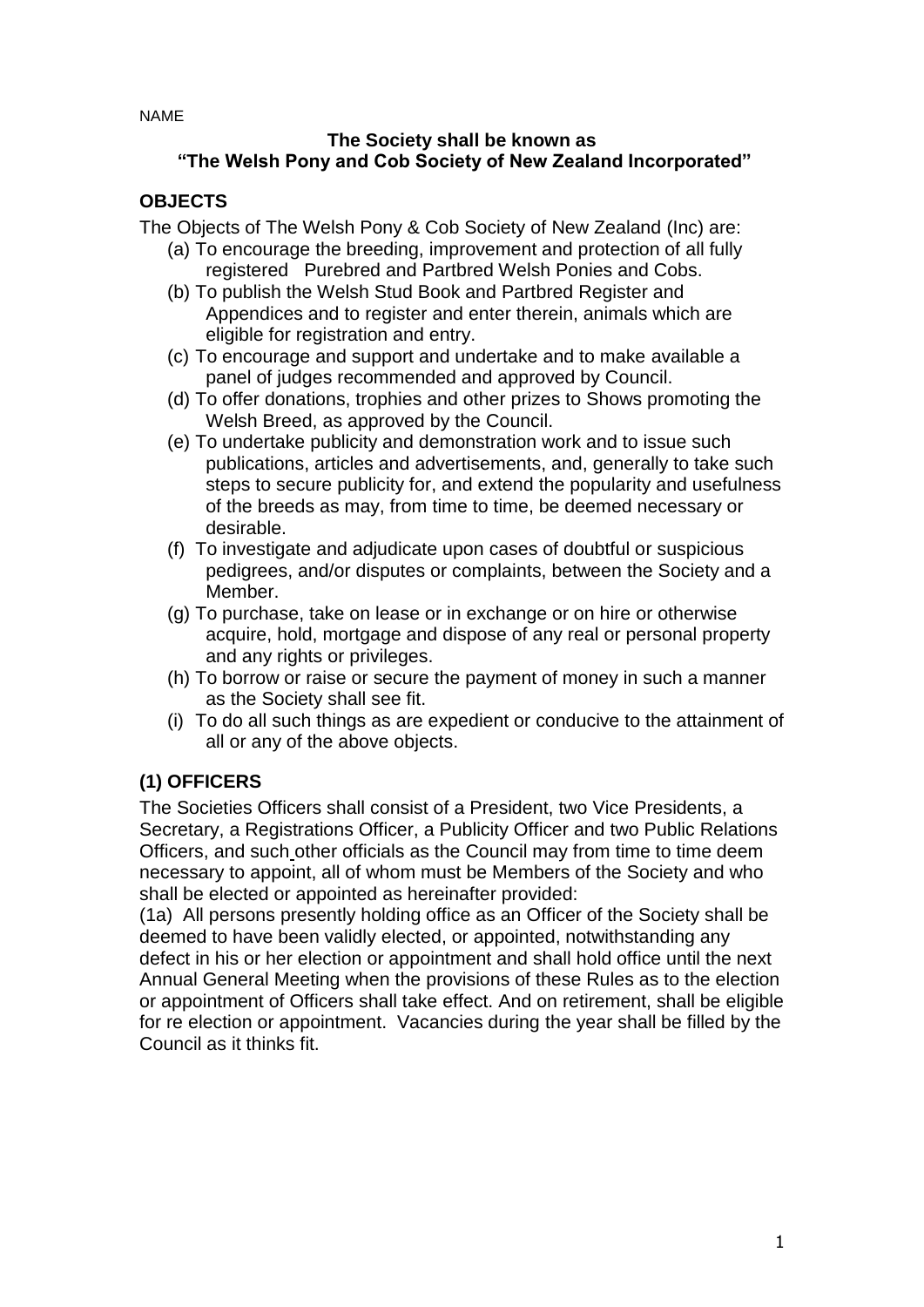NAME

**The Society shall be known as**
**"The Welsh Pony and Cob Society of New Zealand Incorporated"**

## OBJECTS

The Objects of The Welsh Pony & Cob Society of New Zealand (Inc) are:

(a) To encourage the breeding, improvement and protection of all fully registered Purebred and Partbred Welsh Ponies and Cobs.

(b) To publish the Welsh Stud Book and Partbred Register and Appendices and to register and enter therein, animals which are eligible for registration and entry.

(c) To encourage and support and undertake and to make available a panel of judges recommended and approved by Council.

(d) To offer donations, trophies and other prizes to Shows promoting the Welsh Breed, as approved by the Council.

(e) To undertake publicity and demonstration work and to issue such publications, articles and advertisements, and, generally to take such steps to secure publicity for, and extend the popularity and usefulness of the breeds as may, from time to time, be deemed necessary or desirable.

(f) To investigate and adjudicate upon cases of doubtful or suspicious pedigrees, and/or disputes or complaints, between the Society and a Member.

(g) To purchase, take on lease or in exchange or on hire or otherwise acquire, hold, mortgage and dispose of any real or personal property and any rights or privileges.

(h) To borrow or raise or secure the payment of money in such a manner as the Society shall see fit.

(i) To do all such things as are expedient or conducive to the attainment of all or any of the above objects.

## (1) OFFICERS

The Societies Officers shall consist of a President, two Vice Presidents, a Secretary, a Registrations Officer, a Publicity Officer and two Public Relations Officers, and such other officials as the Council may from time to time deem necessary to appoint, all of whom must be Members of the Society and who shall be elected or appointed as hereinafter provided:

(1a) All persons presently holding office as an Officer of the Society shall be deemed to have been validly elected, or appointed, notwithstanding any defect in his or her election or appointment and shall hold office until the next Annual General Meeting when the provisions of these Rules as to the election or appointment of Officers shall take effect. And on retirement, shall be eligible for re election or appointment. Vacancies during the year shall be filled by the Council as it thinks fit.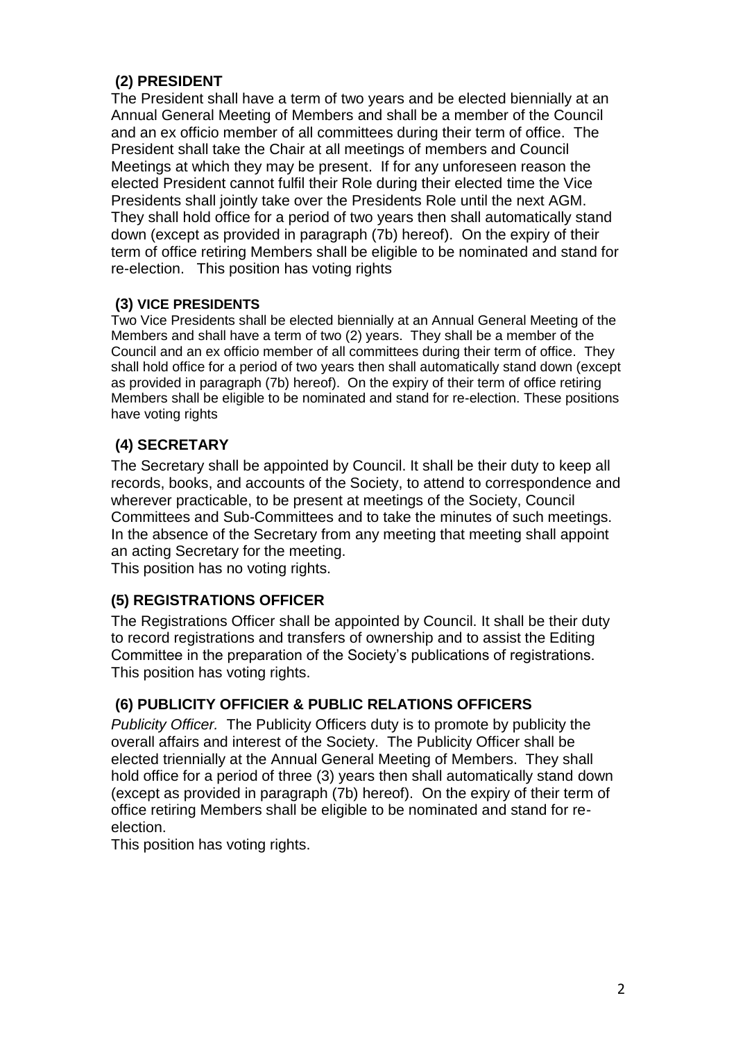### (2) PRESIDENT

The President shall have a term of two years and be elected biennially at an Annual General Meeting of Members and shall be a member of the Council and an ex officio member of all committees during their term of office. The President shall take the Chair at all meetings of members and Council Meetings at which they may be present. If for any unforeseen reason the elected President cannot fulfil their Role during their elected time the Vice Presidents shall jointly take over the Presidents Role until the next AGM. They shall hold office for a period of two years then shall automatically stand down (except as provided in paragraph (7b) hereof). On the expiry of their term of office retiring Members shall be eligible to be nominated and stand for re-election. This position has voting rights

### (3) VICE PRESIDENTS

Two Vice Presidents shall be elected biennially at an Annual General Meeting of the Members and shall have a term of two (2) years. They shall be a member of the Council and an ex officio member of all committees during their term of office. They shall hold office for a period of two years then shall automatically stand down (except as provided in paragraph (7b) hereof). On the expiry of their term of office retiring Members shall be eligible to be nominated and stand for re-election. These positions have voting rights

### (4) SECRETARY

The Secretary shall be appointed by Council. It shall be their duty to keep all records, books, and accounts of the Society, to attend to correspondence and wherever practicable, to be present at meetings of the Society, Council Committees and Sub-Committees and to take the minutes of such meetings. In the absence of the Secretary from any meeting that meeting shall appoint an acting Secretary for the meeting.
This position has no voting rights.

### (5) REGISTRATIONS OFFICER

The Registrations Officer shall be appointed by Council. It shall be their duty to record registrations and transfers of ownership and to assist the Editing Committee in the preparation of the Society's publications of registrations.
This position has voting rights.

### (6) PUBLICITY OFFICIER & PUBLIC RELATIONS OFFICERS

*Publicity Officer.* The Publicity Officers duty is to promote by publicity the overall affairs and interest of the Society. The Publicity Officer shall be elected triennially at the Annual General Meeting of Members. They shall hold office for a period of three (3) years then shall automatically stand down (except as provided in paragraph (7b) hereof). On the expiry of their term of office retiring Members shall be eligible to be nominated and stand for re-election.
This position has voting rights.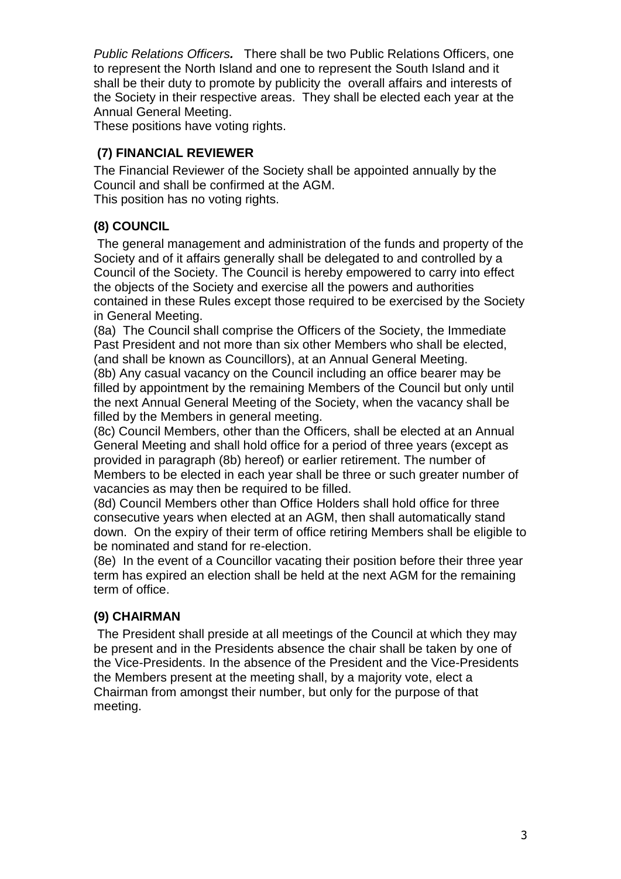*Public Relations Officers.* There shall be two Public Relations Officers, one to represent the North Island and one to represent the South Island and it shall be their duty to promote by publicity the overall affairs and interests of the Society in their respective areas. They shall be elected each year at the Annual General Meeting.

These positions have voting rights.

## (7) FINANCIAL REVIEWER

The Financial Reviewer of the Society shall be appointed annually by the Council and shall be confirmed at the AGM.

This position has no voting rights.

## (8) COUNCIL

The general management and administration of the funds and property of the Society and of it affairs generally shall be delegated to and controlled by a Council of the Society. The Council is hereby empowered to carry into effect the objects of the Society and exercise all the powers and authorities contained in these Rules except those required to be exercised by the Society in General Meeting.

(8a) The Council shall comprise the Officers of the Society, the Immediate Past President and not more than six other Members who shall be elected, (and shall be known as Councillors), at an Annual General Meeting.

(8b) Any casual vacancy on the Council including an office bearer may be filled by appointment by the remaining Members of the Council but only until the next Annual General Meeting of the Society, when the vacancy shall be filled by the Members in general meeting.

(8c) Council Members, other than the Officers, shall be elected at an Annual General Meeting and shall hold office for a period of three years (except as provided in paragraph (8b) hereof) or earlier retirement. The number of Members to be elected in each year shall be three or such greater number of vacancies as may then be required to be filled.

(8d) Council Members other than Office Holders shall hold office for three consecutive years when elected at an AGM, then shall automatically stand down. On the expiry of their term of office retiring Members shall be eligible to be nominated and stand for re-election.

(8e) In the event of a Councillor vacating their position before their three year term has expired an election shall be held at the next AGM for the remaining term of office.

## (9) CHAIRMAN

The President shall preside at all meetings of the Council at which they may be present and in the Presidents absence the chair shall be taken by one of the Vice-Presidents. In the absence of the President and the Vice-Presidents the Members present at the meeting shall, by a majority vote, elect a Chairman from amongst their number, but only for the purpose of that meeting.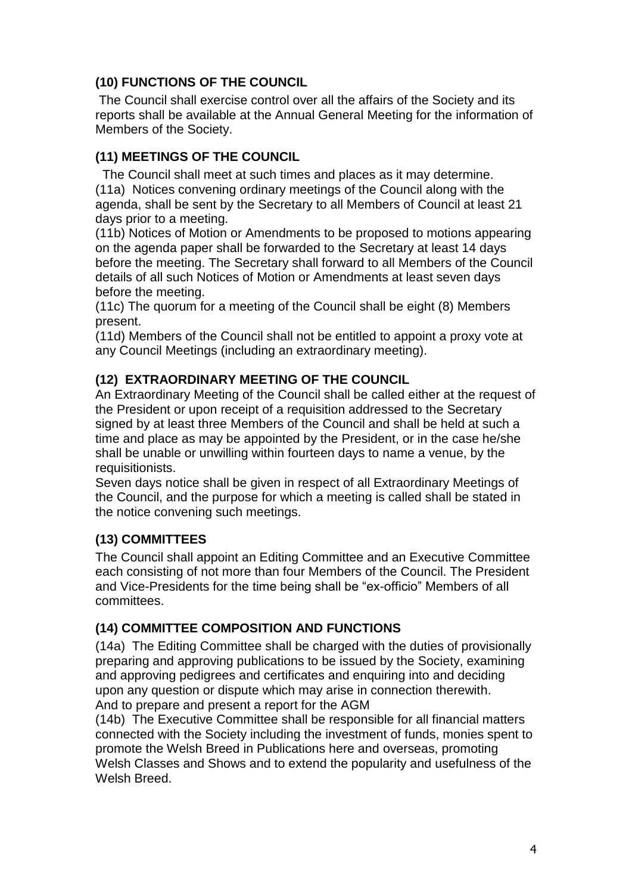### (10) FUNCTIONS OF THE COUNCIL

The Council shall exercise control over all the affairs of the Society and its reports shall be available at the Annual General Meeting for the information of Members of the Society.

### (11) MEETINGS OF THE COUNCIL

The Council shall meet at such times and places as it may determine.

(11a) Notices convening ordinary meetings of the Council along with the agenda, shall be sent by the Secretary to all Members of Council at least 21 days prior to a meeting.

(11b) Notices of Motion or Amendments to be proposed to motions appearing on the agenda paper shall be forwarded to the Secretary at least 14 days before the meeting. The Secretary shall forward to all Members of the Council details of all such Notices of Motion or Amendments at least seven days before the meeting.

(11c) The quorum for a meeting of the Council shall be eight (8) Members present.

(11d) Members of the Council shall not be entitled to appoint a proxy vote at any Council Meetings (including an extraordinary meeting).

### (12) EXTRAORDINARY MEETING OF THE COUNCIL

An Extraordinary Meeting of the Council shall be called either at the request of the President or upon receipt of a requisition addressed to the Secretary signed by at least three Members of the Council and shall be held at such a time and place as may be appointed by the President, or in the case he/she shall be unable or unwilling within fourteen days to name a venue, by the requisitionists.

Seven days notice shall be given in respect of all Extraordinary Meetings of the Council, and the purpose for which a meeting is called shall be stated in the notice convening such meetings.

### (13) COMMITTEES

The Council shall appoint an Editing Committee and an Executive Committee each consisting of not more than four Members of the Council. The President and Vice-Presidents for the time being shall be "ex-officio" Members of all committees.

### (14) COMMITTEE COMPOSITION AND FUNCTIONS

(14a) The Editing Committee shall be charged with the duties of provisionally preparing and approving publications to be issued by the Society, examining and approving pedigrees and certificates and enquiring into and deciding upon any question or dispute which may arise in connection therewith. And to prepare and present a report for the AGM

(14b) The Executive Committee shall be responsible for all financial matters connected with the Society including the investment of funds, monies spent to promote the Welsh Breed in Publications here and overseas, promoting Welsh Classes and Shows and to extend the popularity and usefulness of the Welsh Breed.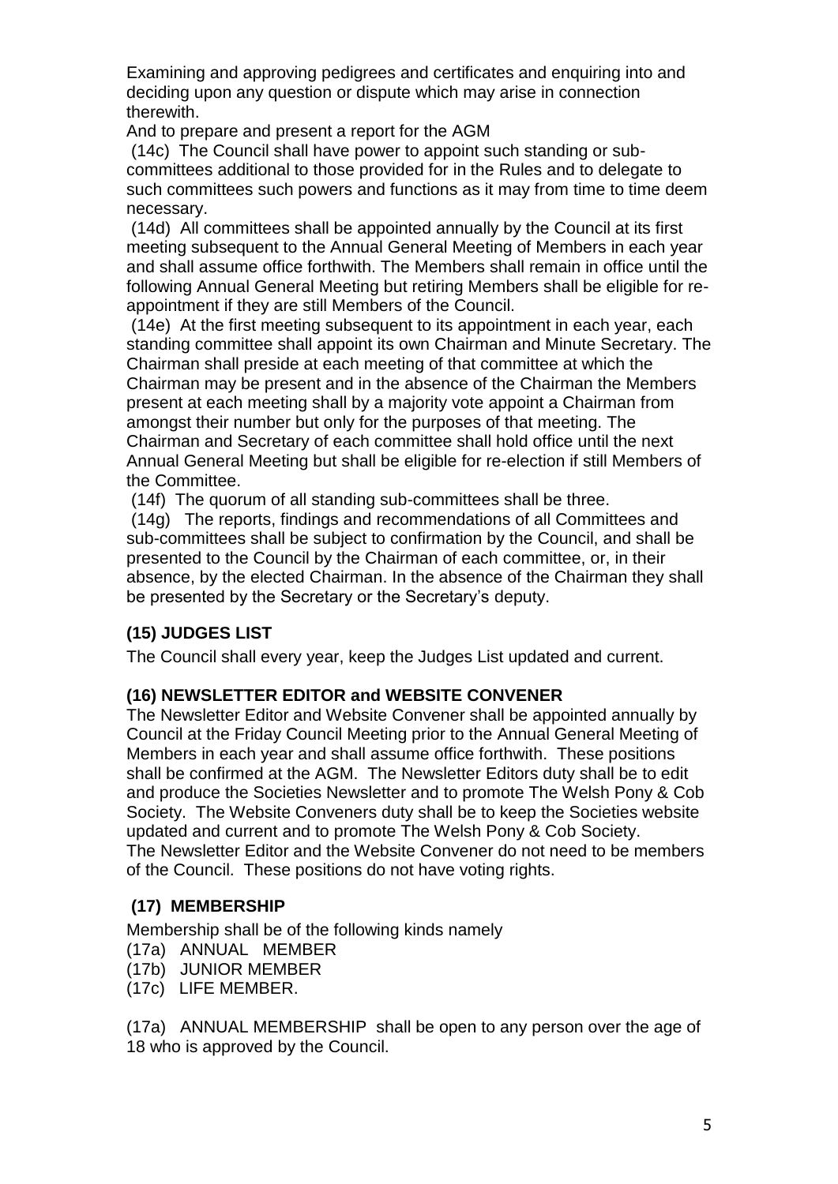Examining and approving pedigrees and certificates and enquiring into and deciding upon any question or dispute which may arise in connection therewith.

And to prepare and present a report for the AGM

(14c) The Council shall have power to appoint such standing or sub-committees additional to those provided for in the Rules and to delegate to such committees such powers and functions as it may from time to time deem necessary.

(14d) All committees shall be appointed annually by the Council at its first meeting subsequent to the Annual General Meeting of Members in each year and shall assume office forthwith. The Members shall remain in office until the following Annual General Meeting but retiring Members shall be eligible for re-appointment if they are still Members of the Council.

(14e) At the first meeting subsequent to its appointment in each year, each standing committee shall appoint its own Chairman and Minute Secretary. The Chairman shall preside at each meeting of that committee at which the Chairman may be present and in the absence of the Chairman the Members present at each meeting shall by a majority vote appoint a Chairman from amongst their number but only for the purposes of that meeting. The Chairman and Secretary of each committee shall hold office until the next Annual General Meeting but shall be eligible for re-election if still Members of the Committee.

(14f) The quorum of all standing sub-committees shall be three.

(14g) The reports, findings and recommendations of all Committees and sub-committees shall be subject to confirmation by the Council, and shall be presented to the Council by the Chairman of each committee, or, in their absence, by the elected Chairman. In the absence of the Chairman they shall be presented by the Secretary or the Secretary's deputy.

## (15) JUDGES LIST

The Council shall every year, keep the Judges List updated and current.

## (16) NEWSLETTER EDITOR and WEBSITE CONVENER

The Newsletter Editor and Website Convener shall be appointed annually by Council at the Friday Council Meeting prior to the Annual General Meeting of Members in each year and shall assume office forthwith. These positions shall be confirmed at the AGM. The Newsletter Editors duty shall be to edit and produce the Societies Newsletter and to promote The Welsh Pony & Cob Society. The Website Conveners duty shall be to keep the Societies website updated and current and to promote The Welsh Pony & Cob Society.
The Newsletter Editor and the Website Convener do not need to be members of the Council. These positions do not have voting rights.

## (17) MEMBERSHIP

Membership shall be of the following kinds namely

(17a) ANNUAL MEMBER
(17b) JUNIOR MEMBER
(17c) LIFE MEMBER.

(17a) ANNUAL MEMBERSHIP shall be open to any person over the age of 18 who is approved by the Council.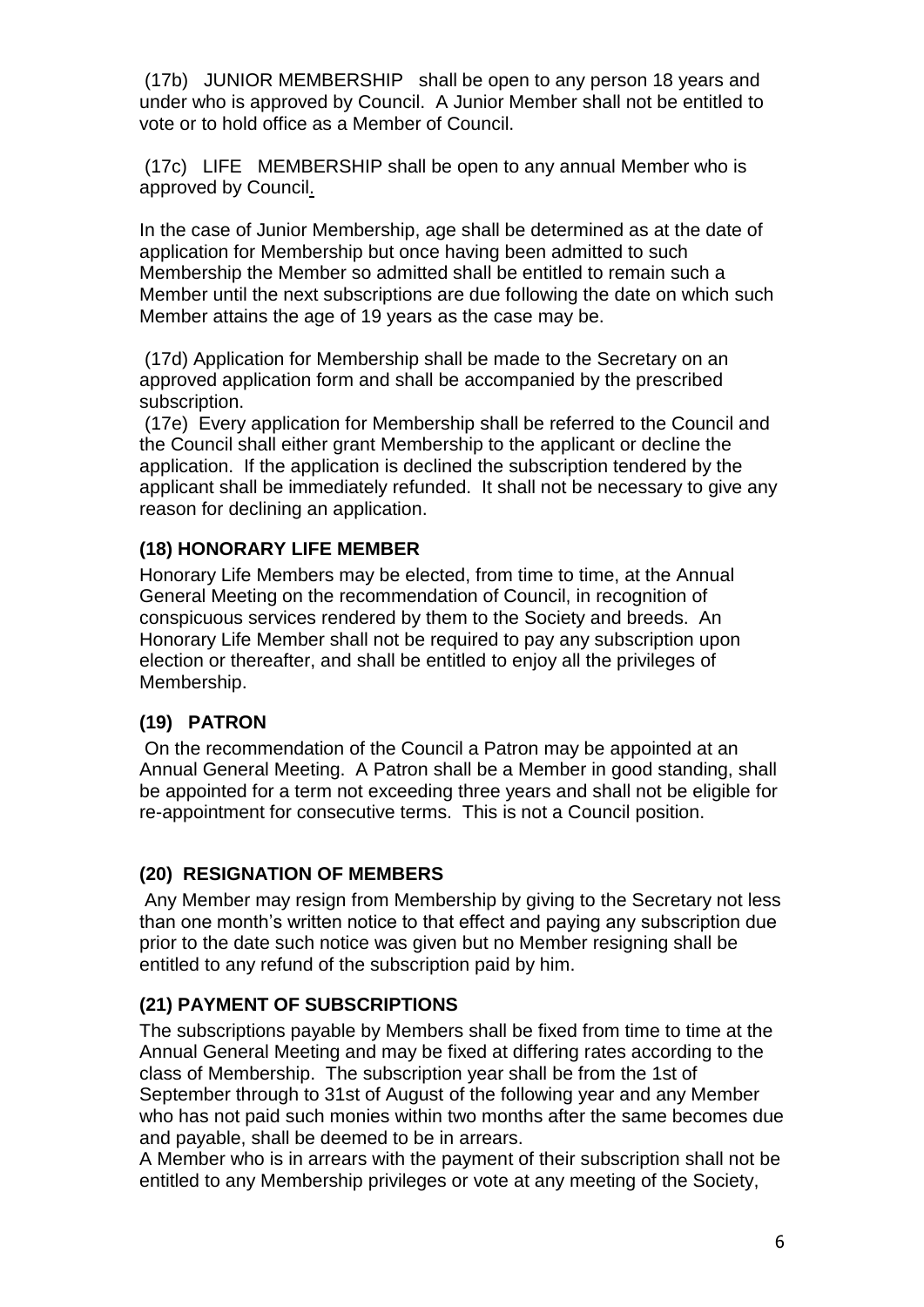(17b) JUNIOR MEMBERSHIP shall be open to any person 18 years and under who is approved by Council. A Junior Member shall not be entitled to vote or to hold office as a Member of Council.

(17c) LIFE MEMBERSHIP shall be open to any annual Member who is approved by Council.

In the case of Junior Membership, age shall be determined as at the date of application for Membership but once having been admitted to such Membership the Member so admitted shall be entitled to remain such a Member until the next subscriptions are due following the date on which such Member attains the age of 19 years as the case may be.

(17d) Application for Membership shall be made to the Secretary on an approved application form and shall be accompanied by the prescribed subscription.

(17e) Every application for Membership shall be referred to the Council and the Council shall either grant Membership to the applicant or decline the application. If the application is declined the subscription tendered by the applicant shall be immediately refunded. It shall not be necessary to give any reason for declining an application.

### (18) HONORARY LIFE MEMBER

Honorary Life Members may be elected, from time to time, at the Annual General Meeting on the recommendation of Council, in recognition of conspicuous services rendered by them to the Society and breeds. An Honorary Life Member shall not be required to pay any subscription upon election or thereafter, and shall be entitled to enjoy all the privileges of Membership.

### (19) PATRON

On the recommendation of the Council a Patron may be appointed at an Annual General Meeting. A Patron shall be a Member in good standing, shall be appointed for a term not exceeding three years and shall not be eligible for re-appointment for consecutive terms. This is not a Council position.

### (20) RESIGNATION OF MEMBERS

Any Member may resign from Membership by giving to the Secretary not less than one month's written notice to that effect and paying any subscription due prior to the date such notice was given but no Member resigning shall be entitled to any refund of the subscription paid by him.

### (21) PAYMENT OF SUBSCRIPTIONS

The subscriptions payable by Members shall be fixed from time to time at the Annual General Meeting and may be fixed at differing rates according to the class of Membership. The subscription year shall be from the 1st of September through to 31st of August of the following year and any Member who has not paid such monies within two months after the same becomes due and payable, shall be deemed to be in arrears.
A Member who is in arrears with the payment of their subscription shall not be entitled to any Membership privileges or vote at any meeting of the Society,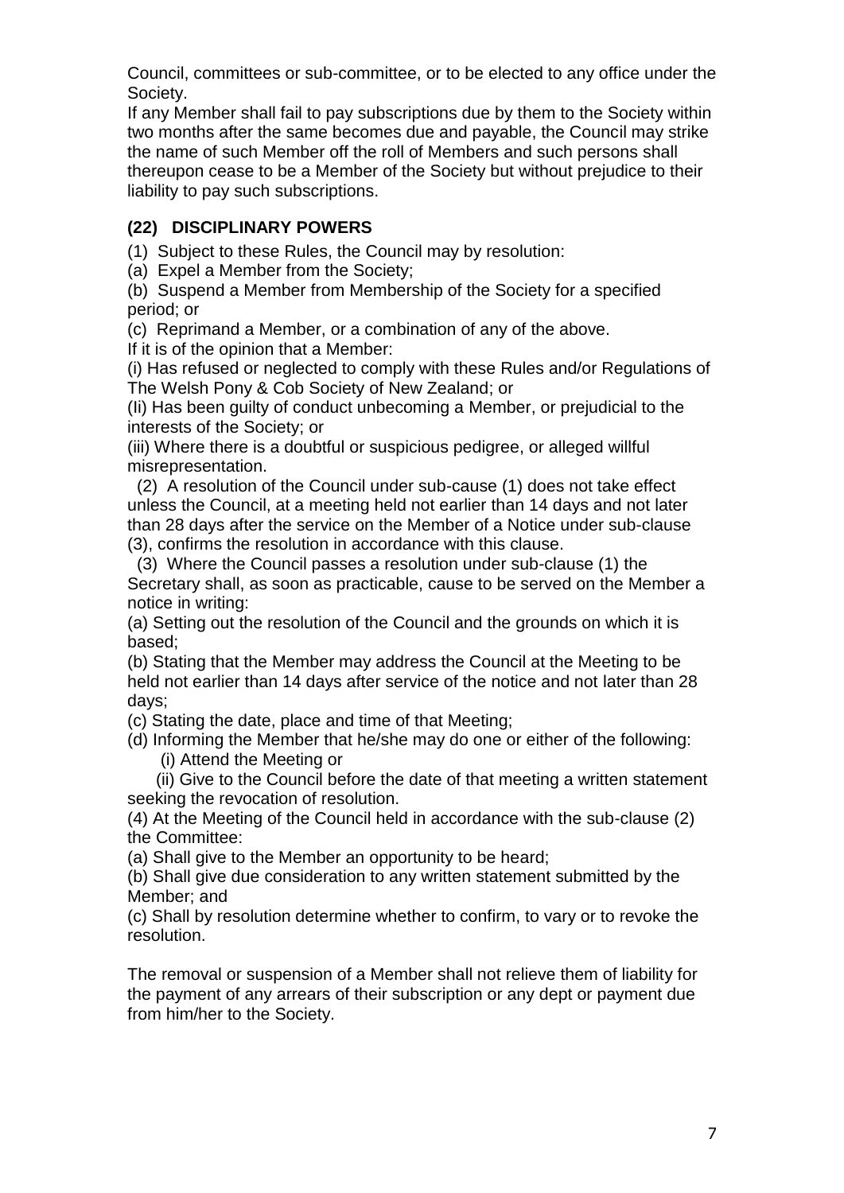Council, committees or sub-committee, or to be elected to any office under the Society.

If any Member shall fail to pay subscriptions due by them to the Society within two months after the same becomes due and payable, the Council may strike the name of such Member off the roll of Members and such persons shall thereupon cease to be a Member of the Society but without prejudice to their liability to pay such subscriptions.

## (22) DISCIPLINARY POWERS

(1) Subject to these Rules, the Council may by resolution:

(a) Expel a Member from the Society;

(b) Suspend a Member from Membership of the Society for a specified period; or

(c) Reprimand a Member, or a combination of any of the above.

If it is of the opinion that a Member:

(i) Has refused or neglected to comply with these Rules and/or Regulations of The Welsh Pony & Cob Society of New Zealand; or

(Ii) Has been guilty of conduct unbecoming a Member, or prejudicial to the interests of the Society; or

(iii) Where there is a doubtful or suspicious pedigree, or alleged willful misrepresentation.

(2) A resolution of the Council under sub-cause (1) does not take effect unless the Council, at a meeting held not earlier than 14 days and not later than 28 days after the service on the Member of a Notice under sub-clause (3), confirms the resolution in accordance with this clause.

(3) Where the Council passes a resolution under sub-clause (1) the Secretary shall, as soon as practicable, cause to be served on the Member a notice in writing:

(a) Setting out the resolution of the Council and the grounds on which it is based;

(b) Stating that the Member may address the Council at the Meeting to be held not earlier than 14 days after service of the notice and not later than 28 days;

(c) Stating the date, place and time of that Meeting;

(d) Informing the Member that he/she may do one or either of the following:

(i) Attend the Meeting or

(ii) Give to the Council before the date of that meeting a written statement seeking the revocation of resolution.

(4) At the Meeting of the Council held in accordance with the sub-clause (2) the Committee:

(a) Shall give to the Member an opportunity to be heard;

(b) Shall give due consideration to any written statement submitted by the Member; and

(c) Shall by resolution determine whether to confirm, to vary or to revoke the resolution.

The removal or suspension of a Member shall not relieve them of liability for the payment of any arrears of their subscription or any dept or payment due from him/her to the Society.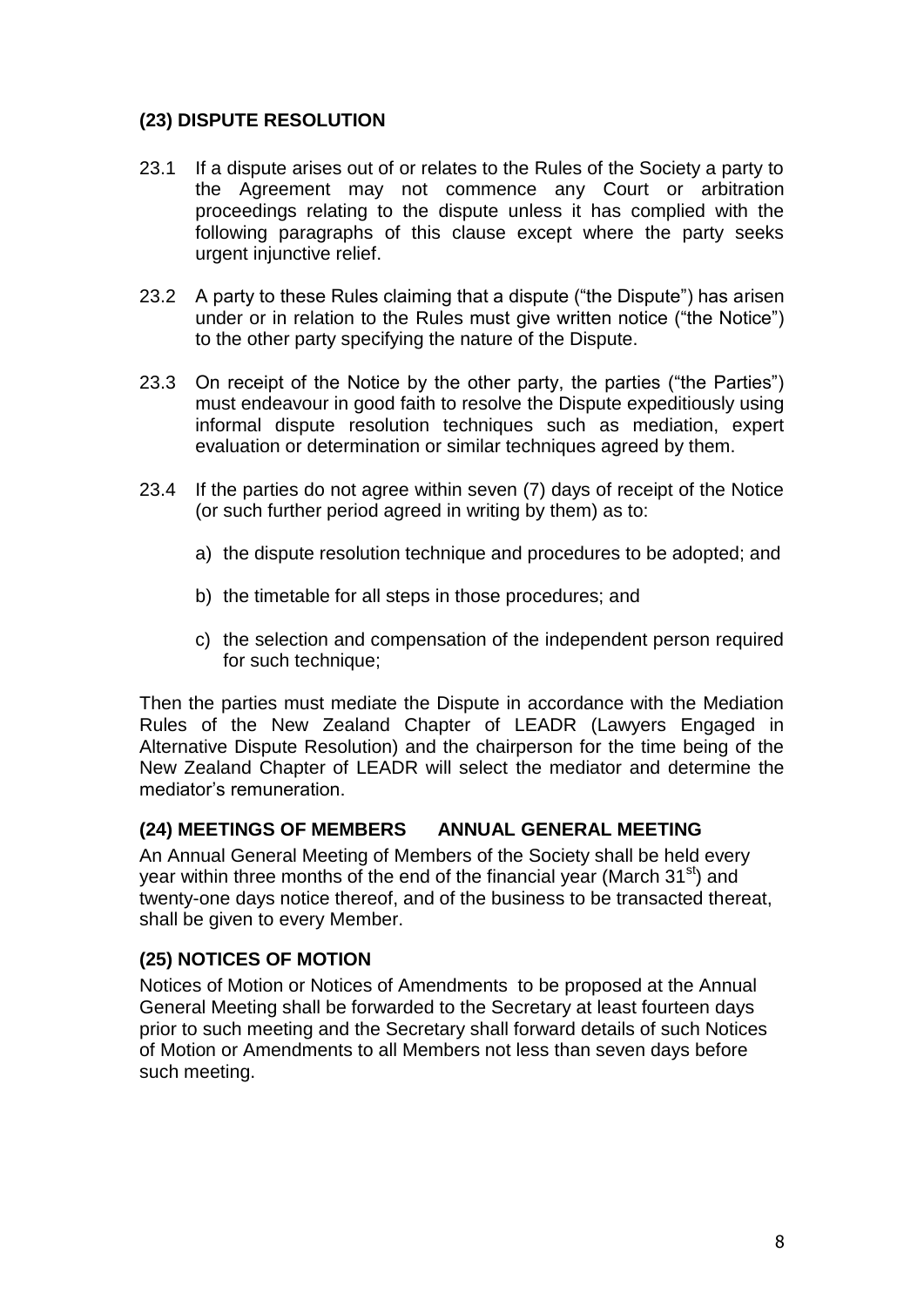## (23) DISPUTE RESOLUTION

23.1 If a dispute arises out of or relates to the Rules of the Society a party to the Agreement may not commence any Court or arbitration proceedings relating to the dispute unless it has complied with the following paragraphs of this clause except where the party seeks urgent injunctive relief.

23.2 A party to these Rules claiming that a dispute ("the Dispute") has arisen under or in relation to the Rules must give written notice ("the Notice") to the other party specifying the nature of the Dispute.

23.3 On receipt of the Notice by the other party, the parties ("the Parties") must endeavour in good faith to resolve the Dispute expeditiously using informal dispute resolution techniques such as mediation, expert evaluation or determination or similar techniques agreed by them.

23.4 If the parties do not agree within seven (7) days of receipt of the Notice (or such further period agreed in writing by them) as to:

a) the dispute resolution technique and procedures to be adopted; and

b) the timetable for all steps in those procedures; and

c) the selection and compensation of the independent person required for such technique;

Then the parties must mediate the Dispute in accordance with the Mediation Rules of the New Zealand Chapter of LEADR (Lawyers Engaged in Alternative Dispute Resolution) and the chairperson for the time being of the New Zealand Chapter of LEADR will select the mediator and determine the mediator's remuneration.

## (24) MEETINGS OF MEMBERS ANNUAL GENERAL MEETING

An Annual General Meeting of Members of the Society shall be held every year within three months of the end of the financial year (March 31st) and twenty-one days notice thereof, and of the business to be transacted thereat, shall be given to every Member.

## (25) NOTICES OF MOTION

Notices of Motion or Notices of Amendments to be proposed at the Annual General Meeting shall be forwarded to the Secretary at least fourteen days prior to such meeting and the Secretary shall forward details of such Notices of Motion or Amendments to all Members not less than seven days before such meeting.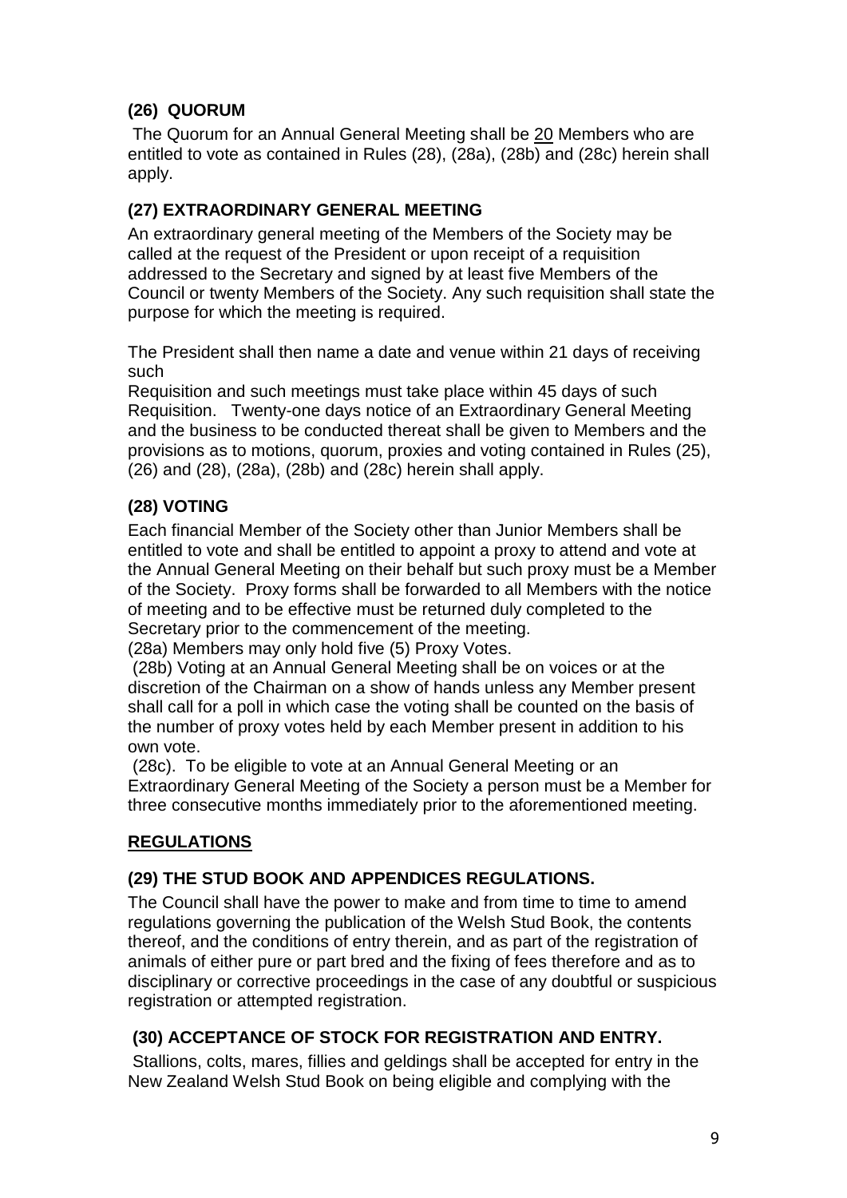### (26) QUORUM

The Quorum for an Annual General Meeting shall be <u>20</u> Members who are entitled to vote as contained in Rules (28), (28a), (28b) and (28c) herein shall apply.

### (27) EXTRAORDINARY GENERAL MEETING

An extraordinary general meeting of the Members of the Society may be called at the request of the President or upon receipt of a requisition addressed to the Secretary and signed by at least five Members of the Council or twenty Members of the Society. Any such requisition shall state the purpose for which the meeting is required.

The President shall then name a date and venue within 21 days of receiving such
Requisition and such meetings must take place within 45 days of such Requisition. Twenty-one days notice of an Extraordinary General Meeting and the business to be conducted thereat shall be given to Members and the provisions as to motions, quorum, proxies and voting contained in Rules (25), (26) and (28), (28a), (28b) and (28c) herein shall apply.

### (28) VOTING

Each financial Member of the Society other than Junior Members shall be entitled to vote and shall be entitled to appoint a proxy to attend and vote at the Annual General Meeting on their behalf but such proxy must be a Member of the Society. Proxy forms shall be forwarded to all Members with the notice of meeting and to be effective must be returned duly completed to the Secretary prior to the commencement of the meeting.

(28a) Members may only hold five (5) Proxy Votes.

(28b) Voting at an Annual General Meeting shall be on voices or at the discretion of the Chairman on a show of hands unless any Member present shall call for a poll in which case the voting shall be counted on the basis of the number of proxy votes held by each Member present in addition to his own vote.

(28c). To be eligible to vote at an Annual General Meeting or an Extraordinary General Meeting of the Society a person must be a Member for three consecutive months immediately prior to the aforementioned meeting.

## <u>REGULATIONS</u>

### (29) THE STUD BOOK AND APPENDICES REGULATIONS.

The Council shall have the power to make and from time to time to amend regulations governing the publication of the Welsh Stud Book, the contents thereof, and the conditions of entry therein, and as part of the registration of animals of either pure or part bred and the fixing of fees therefore and as to disciplinary or corrective proceedings in the case of any doubtful or suspicious registration or attempted registration.

### (30) ACCEPTANCE OF STOCK FOR REGISTRATION AND ENTRY.

Stallions, colts, mares, fillies and geldings shall be accepted for entry in the New Zealand Welsh Stud Book on being eligible and complying with the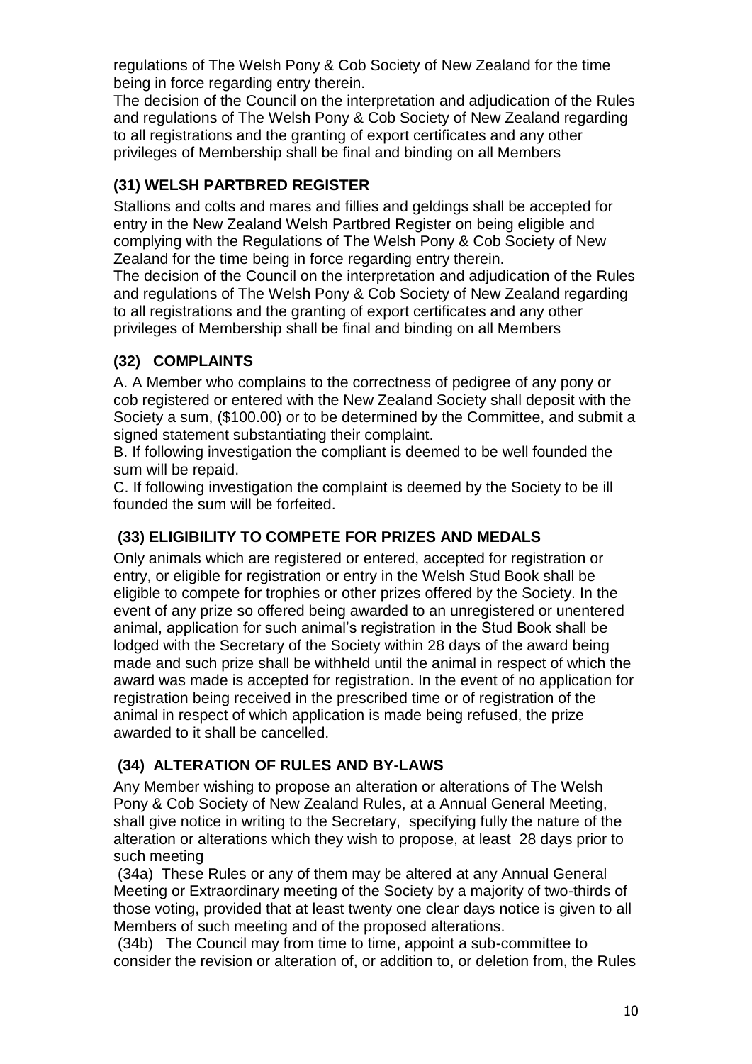regulations of The Welsh Pony & Cob Society of New Zealand for the time being in force regarding entry therein.
The decision of the Council on the interpretation and adjudication of the Rules and regulations of The Welsh Pony & Cob Society of New Zealand regarding to all registrations and the granting of export certificates and any other privileges of Membership shall be final and binding on all Members

### (31) WELSH PARTBRED REGISTER

Stallions and colts and mares and fillies and geldings shall be accepted for entry in the New Zealand Welsh Partbred Register on being eligible and complying with the Regulations of The Welsh Pony & Cob Society of New Zealand for the time being in force regarding entry therein.
The decision of the Council on the interpretation and adjudication of the Rules and regulations of The Welsh Pony & Cob Society of New Zealand regarding to all registrations and the granting of export certificates and any other privileges of Membership shall be final and binding on all Members

### (32) COMPLAINTS

A. A Member who complains to the correctness of pedigree of any pony or cob registered or entered with the New Zealand Society shall deposit with the Society a sum, ($100.00) or to be determined by the Committee, and submit a signed statement substantiating their complaint.
B. If following investigation the compliant is deemed to be well founded the sum will be repaid.
C. If following investigation the complaint is deemed by the Society to be ill founded the sum will be forfeited.

### (33) ELIGIBILITY TO COMPETE FOR PRIZES AND MEDALS

Only animals which are registered or entered, accepted for registration or entry, or eligible for registration or entry in the Welsh Stud Book shall be eligible to compete for trophies or other prizes offered by the Society. In the event of any prize so offered being awarded to an unregistered or unentered animal, application for such animal's registration in the Stud Book shall be lodged with the Secretary of the Society within 28 days of the award being made and such prize shall be withheld until the animal in respect of which the award was made is accepted for registration. In the event of no application for registration being received in the prescribed time or of registration of the animal in respect of which application is made being refused, the prize awarded to it shall be cancelled.

### (34) ALTERATION OF RULES AND BY-LAWS

Any Member wishing to propose an alteration or alterations of The Welsh Pony & Cob Society of New Zealand Rules, at a Annual General Meeting, shall give notice in writing to the Secretary, specifying fully the nature of the alteration or alterations which they wish to propose, at least 28 days prior to such meeting

(34a) These Rules or any of them may be altered at any Annual General Meeting or Extraordinary meeting of the Society by a majority of two-thirds of those voting, provided that at least twenty one clear days notice is given to all Members of such meeting and of the proposed alterations.

(34b) The Council may from time to time, appoint a sub-committee to consider the revision or alteration of, or addition to, or deletion from, the Rules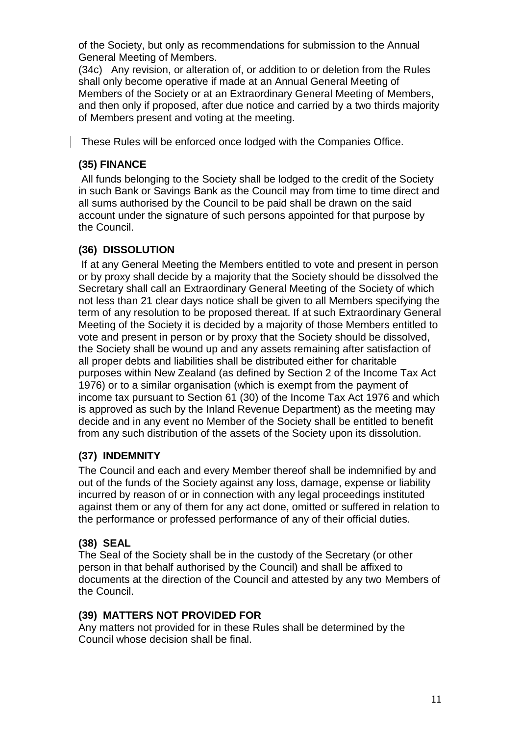of the Society, but only as recommendations for submission to the Annual General Meeting of Members.

(34c) Any revision, or alteration of, or addition to or deletion from the Rules shall only become operative if made at an Annual General Meeting of Members of the Society or at an Extraordinary General Meeting of Members, and then only if proposed, after due notice and carried by a two thirds majority of Members present and voting at the meeting.

These Rules will be enforced once lodged with the Companies Office.

### (35) FINANCE

All funds belonging to the Society shall be lodged to the credit of the Society in such Bank or Savings Bank as the Council may from time to time direct and all sums authorised by the Council to be paid shall be drawn on the said account under the signature of such persons appointed for that purpose by the Council.

### (36) DISSOLUTION

If at any General Meeting the Members entitled to vote and present in person or by proxy shall decide by a majority that the Society should be dissolved the Secretary shall call an Extraordinary General Meeting of the Society of which not less than 21 clear days notice shall be given to all Members specifying the term of any resolution to be proposed thereat. If at such Extraordinary General Meeting of the Society it is decided by a majority of those Members entitled to vote and present in person or by proxy that the Society should be dissolved, the Society shall be wound up and any assets remaining after satisfaction of all proper debts and liabilities shall be distributed either for charitable purposes within New Zealand (as defined by Section 2 of the Income Tax Act 1976) or to a similar organisation (which is exempt from the payment of income tax pursuant to Section 61 (30) of the Income Tax Act 1976 and which is approved as such by the Inland Revenue Department) as the meeting may decide and in any event no Member of the Society shall be entitled to benefit from any such distribution of the assets of the Society upon its dissolution.

### (37) INDEMNITY

The Council and each and every Member thereof shall be indemnified by and out of the funds of the Society against any loss, damage, expense or liability incurred by reason of or in connection with any legal proceedings instituted against them or any of them for any act done, omitted or suffered in relation to the performance or professed performance of any of their official duties.

### (38) SEAL

The Seal of the Society shall be in the custody of the Secretary (or other person in that behalf authorised by the Council) and shall be affixed to documents at the direction of the Council and attested by any two Members of the Council.

### (39) MATTERS NOT PROVIDED FOR

Any matters not provided for in these Rules shall be determined by the Council whose decision shall be final.